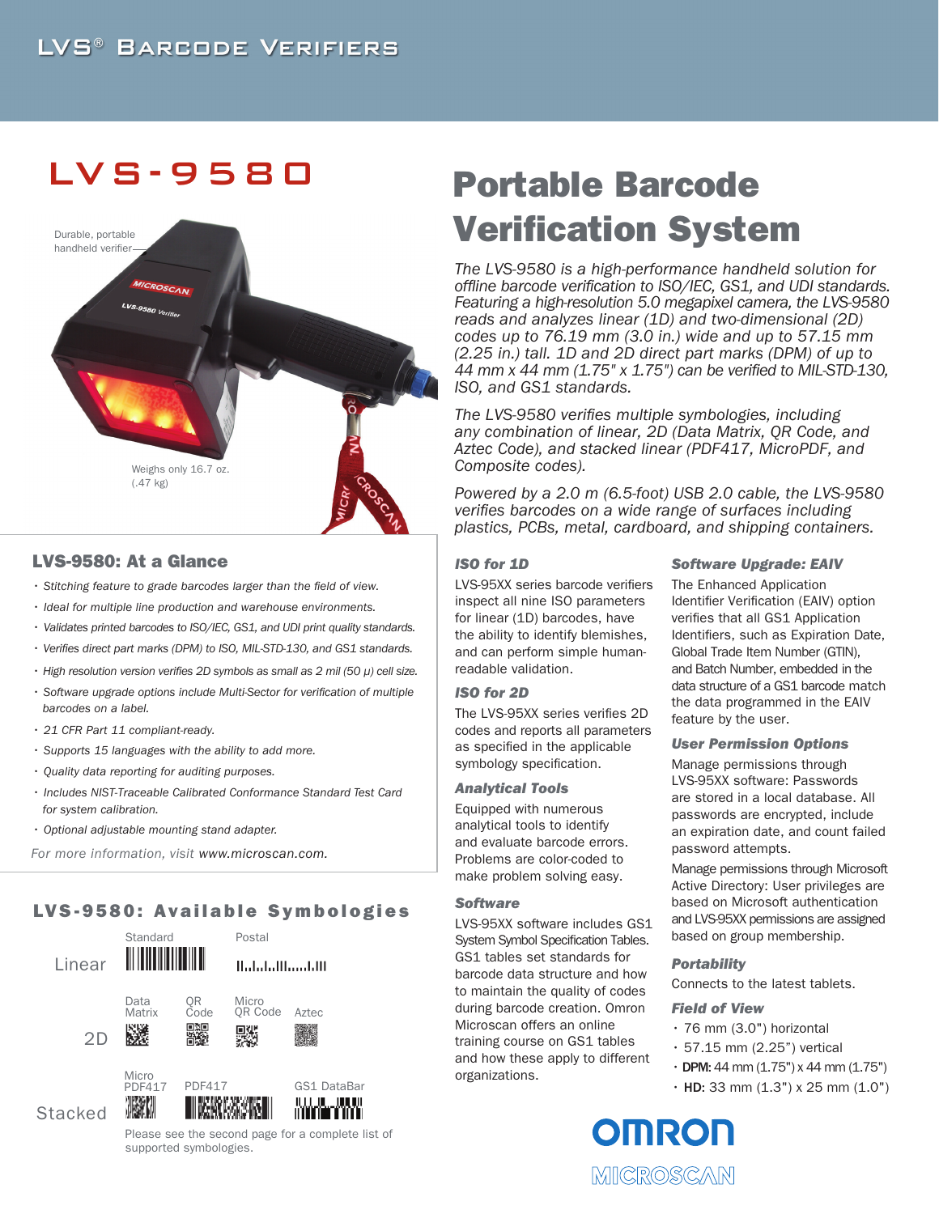# LVS® Barcode Verifiers

## LVS-9580

Durable, portable handheld verifier

Weighs only 16.7 oz. (.47 kg)

# Portable Barcode Verification System

*The LVS-9580 is a high-performance handheld solution for offline barcode verification to ISO/IEC, GS1, and UDI standards. Featuring a high-resolution 5.0 megapixel camera, the LVS-9580 reads and analyzes linear (1D) and two-dimensional (2D) codes up to 76.19 mm (3.0 in.) wide and up to 57.15 mm (2.25 in.) tall. 1D and 2D direct part marks (DPM) of up to 44 mm x 44 mm (1.75" x 1.75") can be verified to MIL-STD-130, ISO, and GS1 standards.*

*The LVS-9580 verifies multiple symbologies, including any combination of linear, 2D (Data Matrix, QR Code, and Aztec Code), and stacked linear (PDF417, MicroPDF, and Composite codes).*

*Powered by a 2.0 m (6.5-foot) USB 2.0 cable, the LVS-9580 verifies barcodes on a wide range of surfaces including plastics, PCBs, metal, cardboard, and shipping containers.*

### LVS-9580: At a Glance

- *Stitching feature to grade barcodes larger than the field of view.*
- *Ideal for multiple line production and warehouse environments.*
- *Validates printed barcodes to ISO/IEC, GS1, and UDI print quality standards.*
- *Verifies direct part marks (DPM) to ISO, MIL-STD-130, and GS1 standards.*
- *High resolution version verifies 2D symbols as small as 2 mil (50 µ) cell size.*
- *Software upgrade options include Multi-Sector for verification of multiple barcodes on a label.*
- *21 CFR Part 11 compliant-ready.*
- *Supports 15 languages with the ability to add more.*
- *Quality data reporting for auditing purposes.*
- *Includes NIST-Traceable Calibrated Conformance Standard Test Card for system calibration.*
- *Optional adjustable mounting stand adapter.*

*For more information, visit* www.microscan.com.

### LVS-9580: Available Symbologies

- **Linear:** Standard, Postal
- **2D:** Data Matrix, QR Code, Micro QR Code, Aztec
- **Stacked:** Micro PDF417, PDF417, GS1 DataBar

Please see the second page for a complete list of supported symbologies.

### *ISO for 1D*

LVS-95XX series barcode verifiers inspect all nine ISO parameters for linear (1D) barcodes, have the ability to identify blemishes, and can perform simple human-readable validation.

### *ISO for 2D*

The LVS-95XX series verifies 2D codes and reports all parameters as specified in the applicable symbology specification.

### *Analytical Tools*

Equipped with numerous analytical tools to identify and evaluate barcode errors. Problems are color-coded to make problem solving easy.

### *Software*

LVS-95XX software includes GS1 System Symbol Specification Tables. GS1 tables set standards for barcode data structure and how to maintain the quality of codes during barcode creation. Omron Microscan offers an online training course on GS1 tables and how these apply to different organizations.

### *Software Upgrade: EAIV*

The Enhanced Application Identifier Verification (EAIV) option verifies that all GS1 Application Identifiers, such as Expiration Date, Global Trade Item Number (GTIN), and Batch Number, embedded in the data structure of a GS1 barcode match the data programmed in the EAIV feature by the user.

### *User Permission Options*

Manage permissions through LVS-95XX software: Passwords are stored in a local database. All passwords are encrypted, include an expiration date, and count failed password attempts.

Manage permissions through Microsoft Active Directory: User privileges are based on Microsoft authentication and LVS-95XX permissions are assigned based on group membership.

### *Portability*

Connects to the latest tablets.

### *Field of View*

- 76 mm (3.0") horizontal
- 57.15 mm (2.25") vertical
- **DPM:** 44 mm (1.75") x 44 mm (1.75")
- **HD:** 33 mm (1.3") x 25 mm (1.0")

OMRON MICROSCAN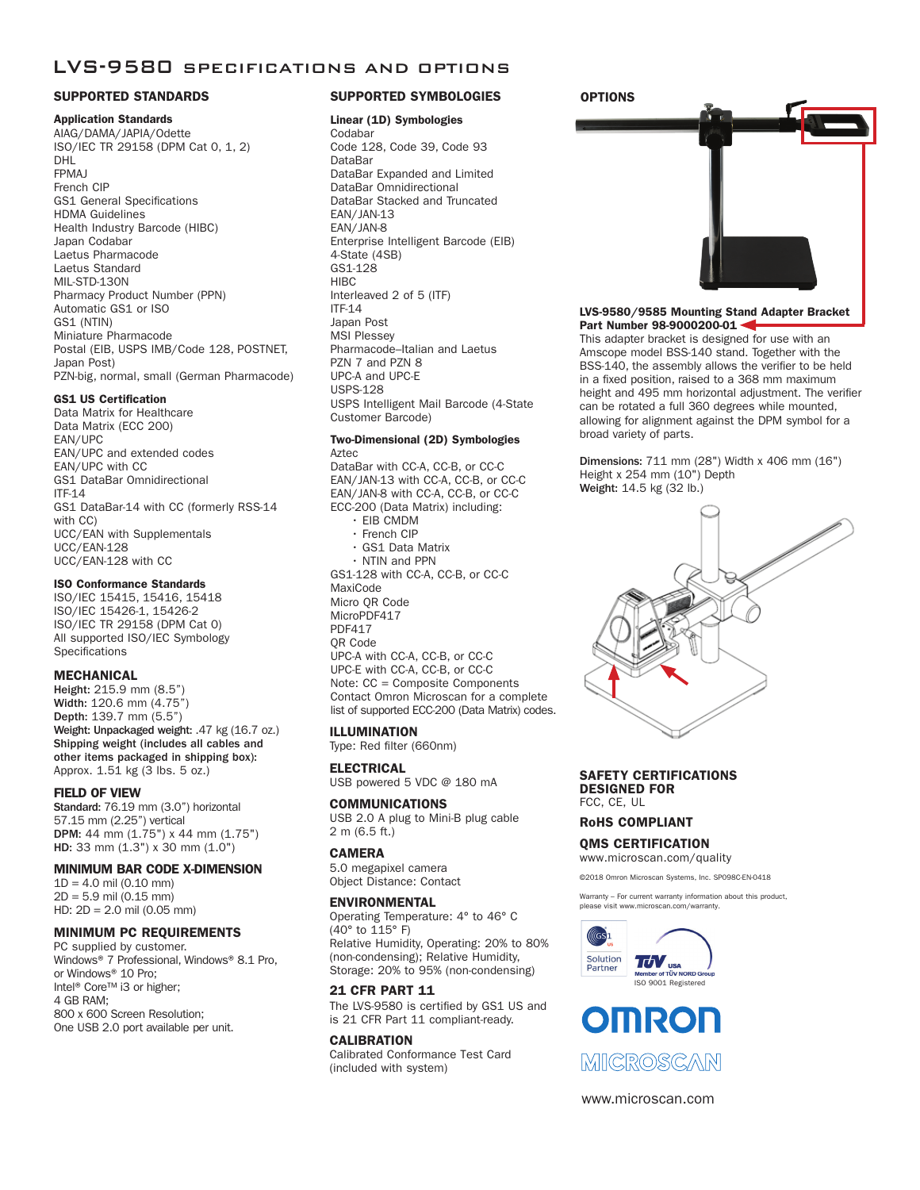# LVS-9580 SPECIFICATIONS AND OPTIONS

## SUPPORTED STANDARDS

### Application Standards

AIAG/DAMA/JAPIA/Odette
ISO/IEC TR 29158 (DPM Cat 0, 1, 2)
DHL
FPMAJ
French CIP
GS1 General Specifications
HDMA Guidelines
Health Industry Barcode (HIBC)
Japan Codabar
Laetus Pharmacode
Laetus Standard
MIL-STD-130N
Pharmacy Product Number (PPN)
Automatic GS1 or ISO
GS1 (NTIN)
Miniature Pharmacode
Postal (EIB, USPS IMB/Code 128, POSTNET, Japan Post)
PZN-big, normal, small (German Pharmacode)

### GS1 US Certification

Data Matrix for Healthcare
Data Matrix (ECC 200)
EAN/UPC
EAN/UPC and extended codes
EAN/UPC with CC
GS1 DataBar Omnidirectional
ITF-14
GS1 DataBar-14 with CC (formerly RSS-14 with CC)
UCC/EAN with Supplementals
UCC/EAN-128
UCC/EAN-128 with CC

### ISO Conformance Standards

ISO/IEC 15415, 15416, 15418
ISO/IEC 15426-1, 15426-2
ISO/IEC TR 29158 (DPM Cat 0)
All supported ISO/IEC Symbology Specifications

## MECHANICAL

**Height:** 215.9 mm (8.5")
**Width:** 120.6 mm (4.75")
**Depth:** 139.7 mm (5.5")
**Weight: Unpackaged weight:** .47 kg (16.7 oz.)
**Shipping weight (includes all cables and other items packaged in shipping box):** Approx. 1.51 kg (3 lbs. 5 oz.)

## FIELD OF VIEW

**Standard:** 76.19 mm (3.0") horizontal 57.15 mm (2.25") vertical
**DPM:** 44 mm (1.75") x 44 mm (1.75")
**HD:** 33 mm (1.3") x 30 mm (1.0")

## MINIMUM BAR CODE X-DIMENSION

1D = 4.0 mil (0.10 mm)
2D = 5.9 mil (0.15 mm)
HD: 2D = 2.0 mil (0.05 mm)

## MINIMUM PC REQUIREMENTS

PC supplied by customer.
Windows® 7 Professional, Windows® 8.1 Pro, or Windows® 10 Pro;
Intel® Core™ i3 or higher;
4 GB RAM;
800 x 600 Screen Resolution;
One USB 2.0 port available per unit.

## SUPPORTED SYMBOLOGIES

### Linear (1D) Symbologies

Codabar
Code 128, Code 39, Code 93
DataBar
DataBar Expanded and Limited
DataBar Omnidirectional
DataBar Stacked and Truncated
EAN/JAN-13
EAN/JAN-8
Enterprise Intelligent Barcode (EIB)
4-State (4SB)
GS1-128
HIBC
Interleaved 2 of 5 (ITF)
ITF-14
Japan Post
MSI Plessey
Pharmacode–Italian and Laetus
PZN 7 and PZN 8
UPC-A and UPC-E
USPS-128
USPS Intelligent Mail Barcode (4-State Customer Barcode)

### Two-Dimensional (2D) Symbologies

Aztec
DataBar with CC-A, CC-B, or CC-C
EAN/JAN-13 with CC-A, CC-B, or CC-C
EAN/JAN-8 with CC-A, CC-B, or CC-C
ECC-200 (Data Matrix) including:

- EIB CMDM
- French CIP
- GS1 Data Matrix
- NTIN and PPN

GS1-128 with CC-A, CC-B, or CC-C
MaxiCode
Micro QR Code
MicroPDF417
PDF417
QR Code
UPC-A with CC-A, CC-B, or CC-C
UPC-E with CC-A, CC-B, or CC-C
Note: CC = Composite Components
Contact Omron Microscan for a complete list of supported ECC-200 (Data Matrix) codes.

## ILLUMINATION

Type: Red filter (660nm)

## ELECTRICAL

USB powered 5 VDC @ 180 mA

## COMMUNICATIONS

USB 2.0 A plug to Mini-B plug cable
2 m (6.5 ft.)

## CAMERA

5.0 megapixel camera
Object Distance: Contact

## ENVIRONMENTAL

Operating Temperature: 4° to 46° C (40° to 115° F)
Relative Humidity, Operating: 20% to 80% (non-condensing); Relative Humidity, Storage: 20% to 95% (non-condensing)

## 21 CFR PART 11

The LVS-9580 is certified by GS1 US and is 21 CFR Part 11 compliant-ready.

## CALIBRATION

Calibrated Conformance Test Card (included with system)

## OPTIONS

**LVS-9580/9585 Mounting Stand Adapter Bracket Part Number 98-9000200-01**

This adapter bracket is designed for use with an Amscope model BSS-140 stand. Together with the BSS-140, the assembly allows the verifier to be held in a fixed position, raised to a 368 mm maximum height and 495 mm horizontal adjustment. The verifier can be rotated a full 360 degrees while mounted, allowing for alignment against the DPM symbol for a broad variety of parts.

**Dimensions:** 711 mm (28") Width x 406 mm (16") Height x 254 mm (10") Depth
**Weight:** 14.5 kg (32 lb.)

## SAFETY CERTIFICATIONS DESIGNED FOR

FCC, CE, UL

## RoHS COMPLIANT

## QMS CERTIFICATION

www.microscan.com/quality

©2018 Omron Microscan Systems, Inc. SP098C-EN-0418

Warranty – For current warranty information about this product, please visit www.microscan.com/warranty.

GS1 US Solution Partner

TÜV USA Member of TÜV NORD Group ISO 9001 Registered

OMRON MICROSCAN

www.microscan.com